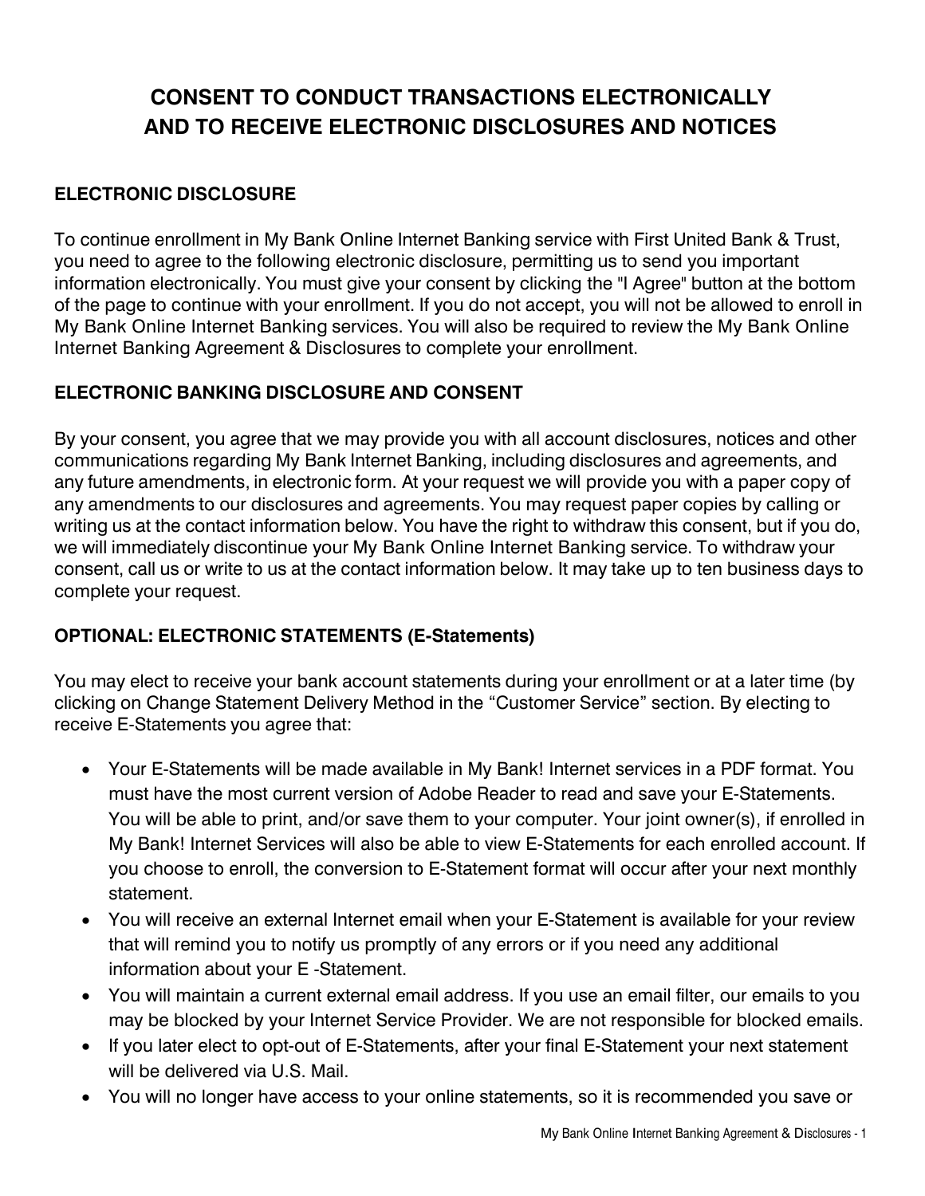# CONSENT TO CONDUCT TRANSACTIONS ELECTRONICALLY AND TO RECEIVE ELECTRONIC DISCLOSURES AND NOTICES

## ELECTRONIC DISCLOSURE

To continue enrollment in My Bank Online Internet Banking service with First United Bank & Trust, you need to agree to the following electronic disclosure, permitting us to send you important information electronically. You must give your consent by clicking the "I Agree" button at the bottom of the page to continue with your enrollment. If you do not accept, you will not be allowed to enroll in My Bank Online Internet Banking services. You will also be required to review the My Bank Online Internet Banking Agreement & Disclosures to complete your enrollment.

## ELECTRONIC BANKING DISCLOSURE AND CONSENT

By your consent, you agree that we may provide you with all account disclosures, notices and other communications regarding My Bank Internet Banking, including disclosures and agreements, and any future amendments, in electronic form. At your request we will provide you with a paper copy of any amendments to our disclosures and agreements. You may request paper copies by calling or writing us at the contact information below. You have the right to withdraw this consent, but if you do, we will immediately discontinue your My Bank Online Internet Banking service. To withdraw your consent, call us or write to us at the contact information below. It may take up to ten business days to complete your request.

## OPTIONAL: ELECTRONIC STATEMENTS (E-Statements)

You may elect to receive your bank account statements during your enrollment or at a later time (by clicking on Change Statement Delivery Method in the “Customer Service” section. By electing to receive E-Statements you agree that:

- Your E-Statements will be made available in My Bank! Internet services in a PDF format. You must have the most current version of Adobe Reader to read and save your E-Statements. You will be able to print, and/or save them to your computer. Your joint owner(s), if enrolled in My Bank! Internet Services will also be able to view E-Statements for each enrolled account. If you choose to enroll, the conversion to E-Statement format will occur after your next monthly statement.
- You will receive an external Internet email when your E-Statement is available for your review that will remind you to notify us promptly of any errors or if you need any additional information about your E -Statement.
- You will maintain a current external email address. If you use an email filter, our emails to you may be blocked by your Internet Service Provider. We are not responsible for blocked emails.
- If you later elect to opt-out of E-Statements, after your final E-Statement your next statement will be delivered via U.S. Mail.
- You will no longer have access to your online statements, so it is recommended you save or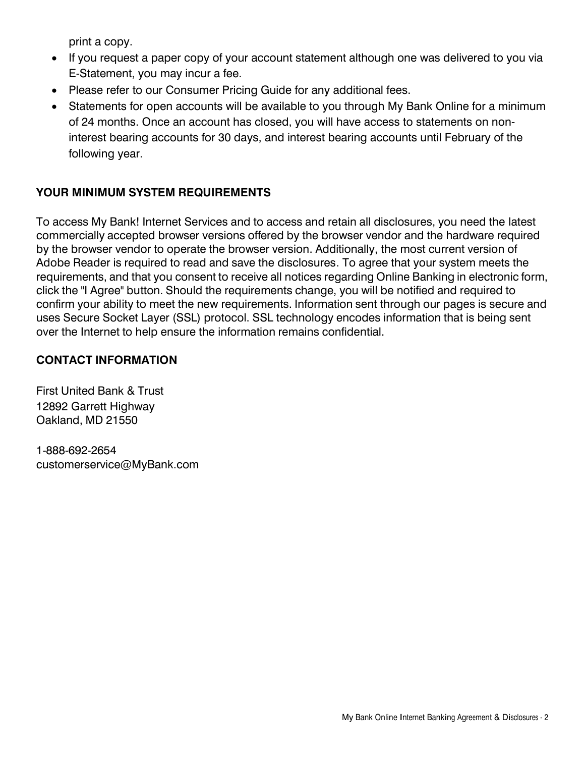print a copy.

- If you request a paper copy of your account statement although one was delivered to you via E-Statement, you may incur a fee.
- Please refer to our Consumer Pricing Guide for any additional fees.
- Statements for open accounts will be available to you through My Bank Online for a minimum of 24 months. Once an account has closed, you will have access to statements on non-interest bearing accounts for 30 days, and interest bearing accounts until February of the following year.

**YOUR MINIMUM SYSTEM REQUIREMENTS**

To access My Bank! Internet Services and to access and retain all disclosures, you need the latest commercially accepted browser versions offered by the browser vendor and the hardware required by the browser vendor to operate the browser version. Additionally, the most current version of Adobe Reader is required to read and save the disclosures. To agree that your system meets the requirements, and that you consent to receive all notices regarding Online Banking in electronic form, click the "I Agree" button. Should the requirements change, you will be notified and required to confirm your ability to meet the new requirements. Information sent through our pages is secure and uses Secure Socket Layer (SSL) protocol. SSL technology encodes information that is being sent over the Internet to help ensure the information remains confidential.

**CONTACT INFORMATION**

First United Bank & Trust
12892 Garrett Highway
Oakland, MD 21550

1-888-692-2654
customerservice@MyBank.com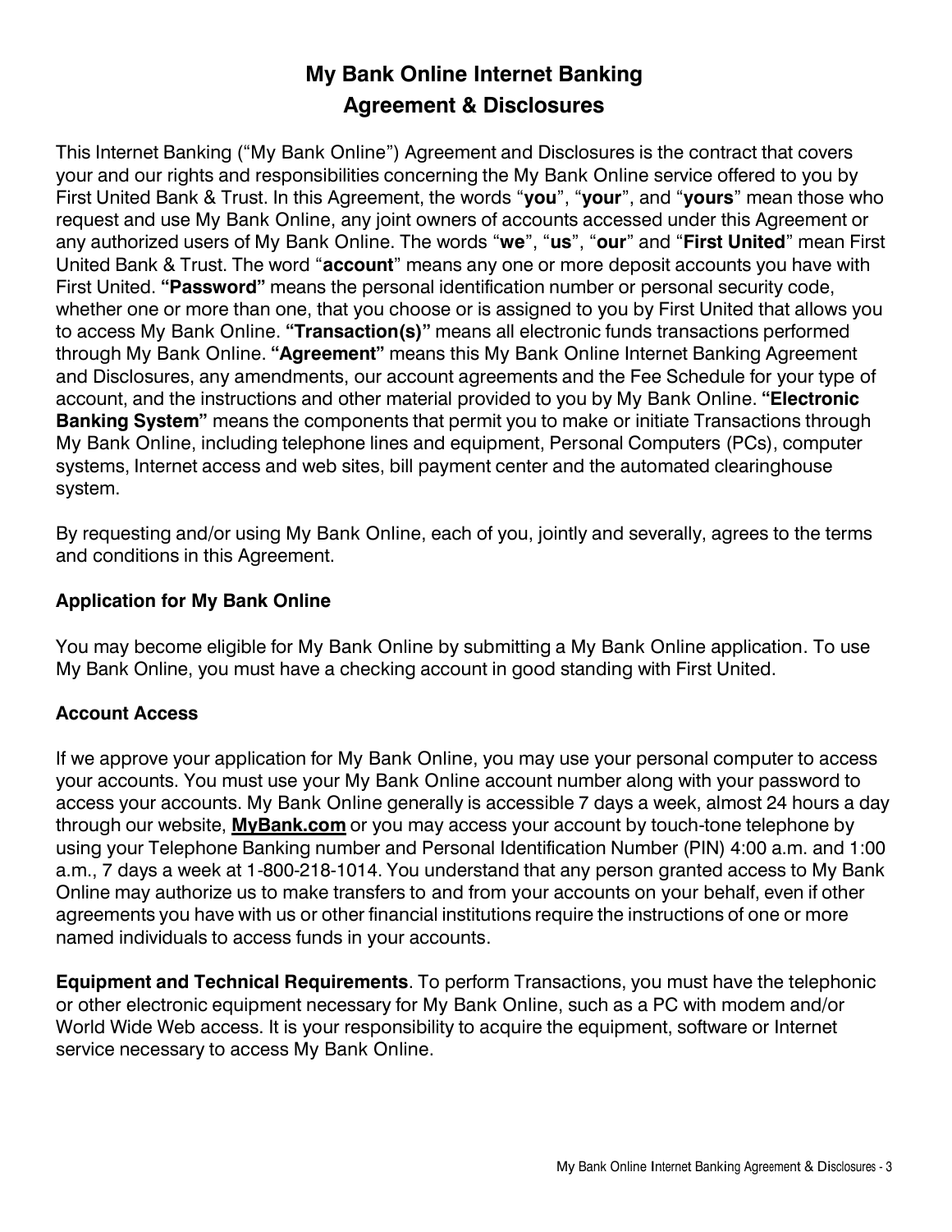# My Bank Online Internet Banking Agreement & Disclosures

This Internet Banking ("My Bank Online") Agreement and Disclosures is the contract that covers your and our rights and responsibilities concerning the My Bank Online service offered to you by First United Bank & Trust. In this Agreement, the words "**you**", "**your**", and "**yours**" mean those who request and use My Bank Online, any joint owners of accounts accessed under this Agreement or any authorized users of My Bank Online. The words "**we**", "**us**", "**our**" and "**First United**" mean First United Bank & Trust. The word "**account**" means any one or more deposit accounts you have with First United. **"Password"** means the personal identification number or personal security code, whether one or more than one, that you choose or is assigned to you by First United that allows you to access My Bank Online. **"Transaction(s)"** means all electronic funds transactions performed through My Bank Online. **"Agreement"** means this My Bank Online Internet Banking Agreement and Disclosures, any amendments, our account agreements and the Fee Schedule for your type of account, and the instructions and other material provided to you by My Bank Online. **"Electronic Banking System"** means the components that permit you to make or initiate Transactions through My Bank Online, including telephone lines and equipment, Personal Computers (PCs), computer systems, Internet access and web sites, bill payment center and the automated clearinghouse system.

By requesting and/or using My Bank Online, each of you, jointly and severally, agrees to the terms and conditions in this Agreement.

### Application for My Bank Online

You may become eligible for My Bank Online by submitting a My Bank Online application. To use My Bank Online, you must have a checking account in good standing with First United.

### Account Access

If we approve your application for My Bank Online, you may use your personal computer to access your accounts. You must use your My Bank Online account number along with your password to access your accounts. My Bank Online generally is accessible 7 days a week, almost 24 hours a day through our website, **MyBank.com** or you may access your account by touch-tone telephone by using your Telephone Banking number and Personal Identification Number (PIN) 4:00 a.m. and 1:00 a.m., 7 days a week at 1-800-218-1014. You understand that any person granted access to My Bank Online may authorize us to make transfers to and from your accounts on your behalf, even if other agreements you have with us or other financial institutions require the instructions of one or more named individuals to access funds in your accounts.

**Equipment and Technical Requirements**. To perform Transactions, you must have the telephonic or other electronic equipment necessary for My Bank Online, such as a PC with modem and/or World Wide Web access. It is your responsibility to acquire the equipment, software or Internet service necessary to access My Bank Online.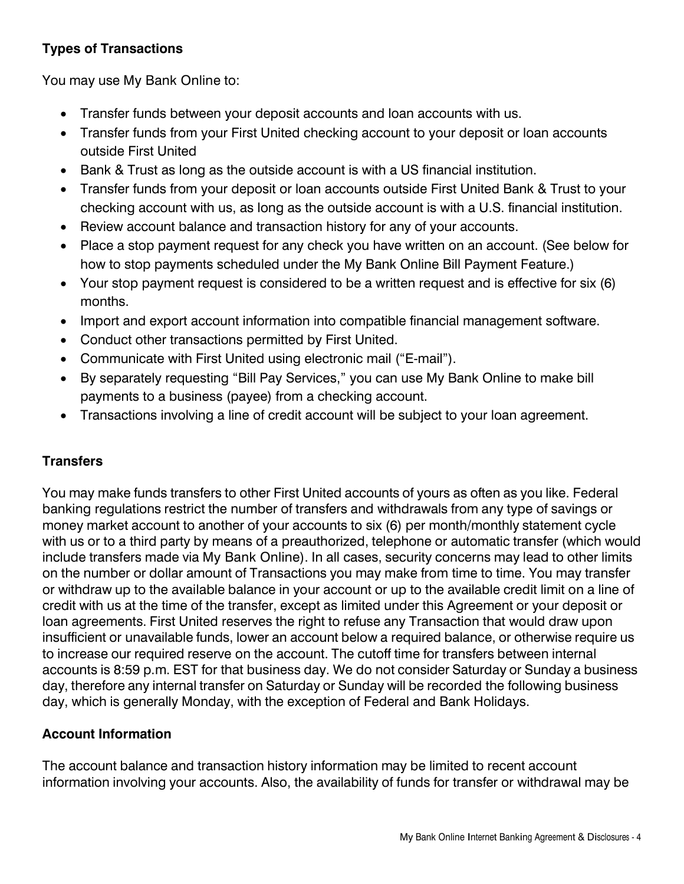**Types of Transactions**

You may use My Bank Online to:

- Transfer funds between your deposit accounts and loan accounts with us.
- Transfer funds from your First United checking account to your deposit or loan accounts outside First United
- Bank & Trust as long as the outside account is with a US financial institution.
- Transfer funds from your deposit or loan accounts outside First United Bank & Trust to your checking account with us, as long as the outside account is with a U.S. financial institution.
- Review account balance and transaction history for any of your accounts.
- Place a stop payment request for any check you have written on an account. (See below for how to stop payments scheduled under the My Bank Online Bill Payment Feature.)
- Your stop payment request is considered to be a written request and is effective for six (6) months.
- Import and export account information into compatible financial management software.
- Conduct other transactions permitted by First United.
- Communicate with First United using electronic mail ("E-mail").
- By separately requesting "Bill Pay Services," you can use My Bank Online to make bill payments to a business (payee) from a checking account.
- Transactions involving a line of credit account will be subject to your loan agreement.

**Transfers**

You may make funds transfers to other First United accounts of yours as often as you like. Federal banking regulations restrict the number of transfers and withdrawals from any type of savings or money market account to another of your accounts to six (6) per month/monthly statement cycle with us or to a third party by means of a preauthorized, telephone or automatic transfer (which would include transfers made via My Bank Online). In all cases, security concerns may lead to other limits on the number or dollar amount of Transactions you may make from time to time. You may transfer or withdraw up to the available balance in your account or up to the available credit limit on a line of credit with us at the time of the transfer, except as limited under this Agreement or your deposit or loan agreements. First United reserves the right to refuse any Transaction that would draw upon insufficient or unavailable funds, lower an account below a required balance, or otherwise require us to increase our required reserve on the account. The cutoff time for transfers between internal accounts is 8:59 p.m. EST for that business day. We do not consider Saturday or Sunday a business day, therefore any internal transfer on Saturday or Sunday will be recorded the following business day, which is generally Monday, with the exception of Federal and Bank Holidays.

**Account Information**

The account balance and transaction history information may be limited to recent account information involving your accounts. Also, the availability of funds for transfer or withdrawal may be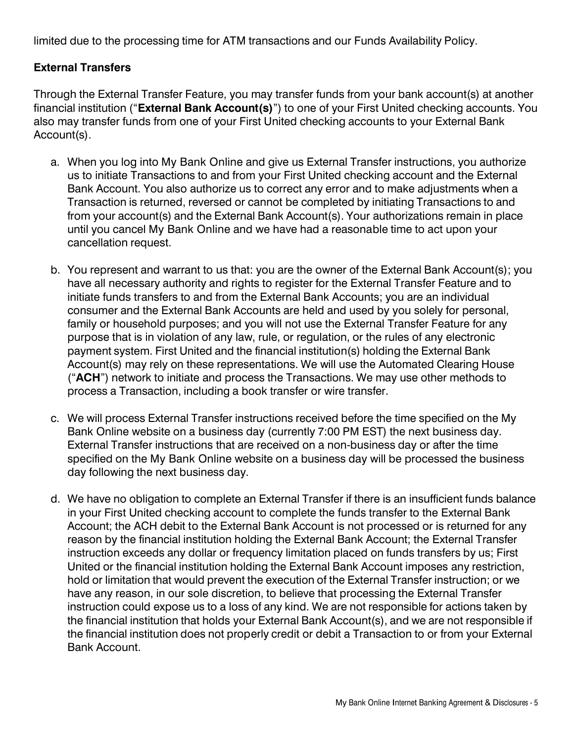limited due to the processing time for ATM transactions and our Funds Availability Policy.

### External Transfers

Through the External Transfer Feature, you may transfer funds from your bank account(s) at another financial institution ("**External Bank Account(s)**") to one of your First United checking accounts. You also may transfer funds from one of your First United checking accounts to your External Bank Account(s).

a. When you log into My Bank Online and give us External Transfer instructions, you authorize us to initiate Transactions to and from your First United checking account and the External Bank Account. You also authorize us to correct any error and to make adjustments when a Transaction is returned, reversed or cannot be completed by initiating Transactions to and from your account(s) and the External Bank Account(s). Your authorizations remain in place until you cancel My Bank Online and we have had a reasonable time to act upon your cancellation request.

b. You represent and warrant to us that: you are the owner of the External Bank Account(s); you have all necessary authority and rights to register for the External Transfer Feature and to initiate funds transfers to and from the External Bank Accounts; you are an individual consumer and the External Bank Accounts are held and used by you solely for personal, family or household purposes; and you will not use the External Transfer Feature for any purpose that is in violation of any law, rule, or regulation, or the rules of any electronic payment system. First United and the financial institution(s) holding the External Bank Account(s) may rely on these representations. We will use the Automated Clearing House ("**ACH**") network to initiate and process the Transactions. We may use other methods to process a Transaction, including a book transfer or wire transfer.

c. We will process External Transfer instructions received before the time specified on the My Bank Online website on a business day (currently 7:00 PM EST) the next business day. External Transfer instructions that are received on a non-business day or after the time specified on the My Bank Online website on a business day will be processed the business day following the next business day.

d. We have no obligation to complete an External Transfer if there is an insufficient funds balance in your First United checking account to complete the funds transfer to the External Bank Account; the ACH debit to the External Bank Account is not processed or is returned for any reason by the financial institution holding the External Bank Account; the External Transfer instruction exceeds any dollar or frequency limitation placed on funds transfers by us; First United or the financial institution holding the External Bank Account imposes any restriction, hold or limitation that would prevent the execution of the External Transfer instruction; or we have any reason, in our sole discretion, to believe that processing the External Transfer instruction could expose us to a loss of any kind. We are not responsible for actions taken by the financial institution that holds your External Bank Account(s), and we are not responsible if the financial institution does not properly credit or debit a Transaction to or from your External Bank Account.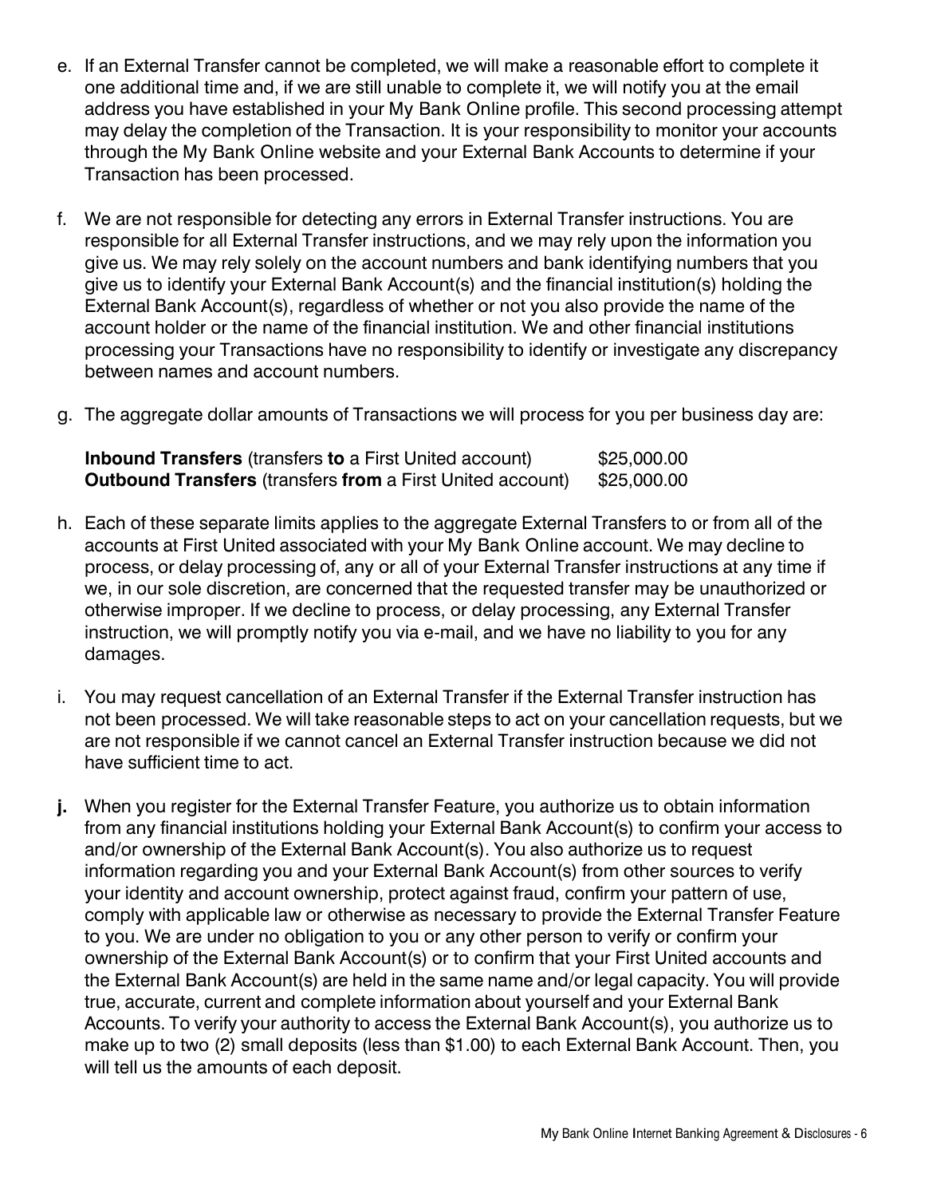e. If an External Transfer cannot be completed, we will make a reasonable effort to complete it one additional time and, if we are still unable to complete it, we will notify you at the email address you have established in your My Bank Online profile. This second processing attempt may delay the completion of the Transaction. It is your responsibility to monitor your accounts through the My Bank Online website and your External Bank Accounts to determine if your Transaction has been processed.

f. We are not responsible for detecting any errors in External Transfer instructions. You are responsible for all External Transfer instructions, and we may rely upon the information you give us. We may rely solely on the account numbers and bank identifying numbers that you give us to identify your External Bank Account(s) and the financial institution(s) holding the External Bank Account(s), regardless of whether or not you also provide the name of the account holder or the name of the financial institution. We and other financial institutions processing your Transactions have no responsibility to identify or investigate any discrepancy between names and account numbers.

g. The aggregate dollar amounts of Transactions we will process for you per business day are:

| | |
|---|---|
| **Inbound Transfers** (transfers **to** a First United account) | $25,000.00 |
| **Outbound Transfers** (transfers **from** a First United account) | $25,000.00 |

h. Each of these separate limits applies to the aggregate External Transfers to or from all of the accounts at First United associated with your My Bank Online account. We may decline to process, or delay processing of, any or all of your External Transfer instructions at any time if we, in our sole discretion, are concerned that the requested transfer may be unauthorized or otherwise improper. If we decline to process, or delay processing, any External Transfer instruction, we will promptly notify you via e-mail, and we have no liability to you for any damages.

i. You may request cancellation of an External Transfer if the External Transfer instruction has not been processed. We will take reasonable steps to act on your cancellation requests, but we are not responsible if we cannot cancel an External Transfer instruction because we did not have sufficient time to act.

**j.** When you register for the External Transfer Feature, you authorize us to obtain information from any financial institutions holding your External Bank Account(s) to confirm your access to and/or ownership of the External Bank Account(s). You also authorize us to request information regarding you and your External Bank Account(s) from other sources to verify your identity and account ownership, protect against fraud, confirm your pattern of use, comply with applicable law or otherwise as necessary to provide the External Transfer Feature to you. We are under no obligation to you or any other person to verify or confirm your ownership of the External Bank Account(s) or to confirm that your First United accounts and the External Bank Account(s) are held in the same name and/or legal capacity. You will provide true, accurate, current and complete information about yourself and your External Bank Accounts. To verify your authority to access the External Bank Account(s), you authorize us to make up to two (2) small deposits (less than $1.00) to each External Bank Account. Then, you will tell us the amounts of each deposit.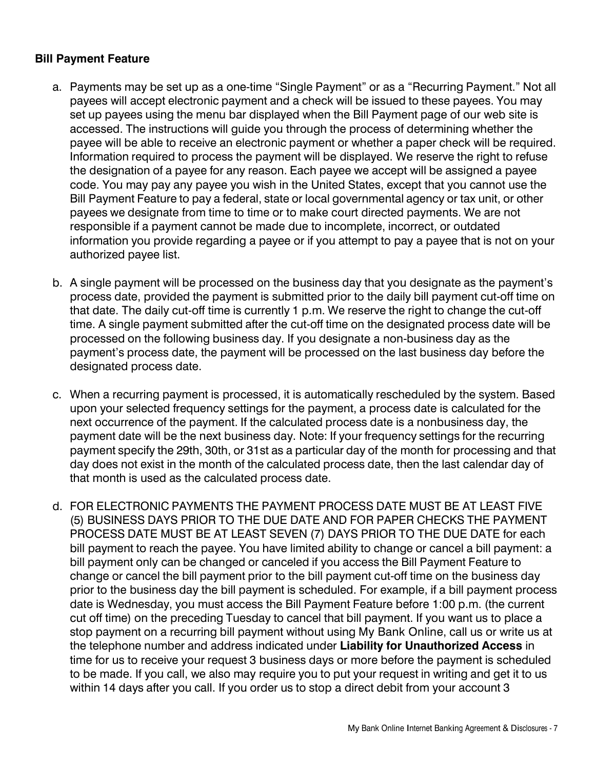**Bill Payment Feature**

a. Payments may be set up as a one-time "Single Payment" or as a "Recurring Payment." Not all payees will accept electronic payment and a check will be issued to these payees. You may set up payees using the menu bar displayed when the Bill Payment page of our web site is accessed. The instructions will guide you through the process of determining whether the payee will be able to receive an electronic payment or whether a paper check will be required. Information required to process the payment will be displayed. We reserve the right to refuse the designation of a payee for any reason. Each payee we accept will be assigned a payee code. You may pay any payee you wish in the United States, except that you cannot use the Bill Payment Feature to pay a federal, state or local governmental agency or tax unit, or other payees we designate from time to time or to make court directed payments. We are not responsible if a payment cannot be made due to incomplete, incorrect, or outdated information you provide regarding a payee or if you attempt to pay a payee that is not on your authorized payee list.

b. A single payment will be processed on the business day that you designate as the payment's process date, provided the payment is submitted prior to the daily bill payment cut-off time on that date. The daily cut-off time is currently 1 p.m. We reserve the right to change the cut-off time. A single payment submitted after the cut-off time on the designated process date will be processed on the following business day. If you designate a non-business day as the payment's process date, the payment will be processed on the last business day before the designated process date.

c. When a recurring payment is processed, it is automatically rescheduled by the system. Based upon your selected frequency settings for the payment, a process date is calculated for the next occurrence of the payment. If the calculated process date is a nonbusiness day, the payment date will be the next business day. Note: If your frequency settings for the recurring payment specify the 29th, 30th, or 31st as a particular day of the month for processing and that day does not exist in the month of the calculated process date, then the last calendar day of that month is used as the calculated process date.

d. FOR ELECTRONIC PAYMENTS THE PAYMENT PROCESS DATE MUST BE AT LEAST FIVE (5) BUSINESS DAYS PRIOR TO THE DUE DATE AND FOR PAPER CHECKS THE PAYMENT PROCESS DATE MUST BE AT LEAST SEVEN (7) DAYS PRIOR TO THE DUE DATE for each bill payment to reach the payee. You have limited ability to change or cancel a bill payment: a bill payment only can be changed or canceled if you access the Bill Payment Feature to change or cancel the bill payment prior to the bill payment cut-off time on the business day prior to the business day the bill payment is scheduled. For example, if a bill payment process date is Wednesday, you must access the Bill Payment Feature before 1:00 p.m. (the current cut off time) on the preceding Tuesday to cancel that bill payment. If you want us to place a stop payment on a recurring bill payment without using My Bank Online, call us or write us at the telephone number and address indicated under **Liability for Unauthorized Access** in time for us to receive your request 3 business days or more before the payment is scheduled to be made. If you call, we also may require you to put your request in writing and get it to us within 14 days after you call. If you order us to stop a direct debit from your account 3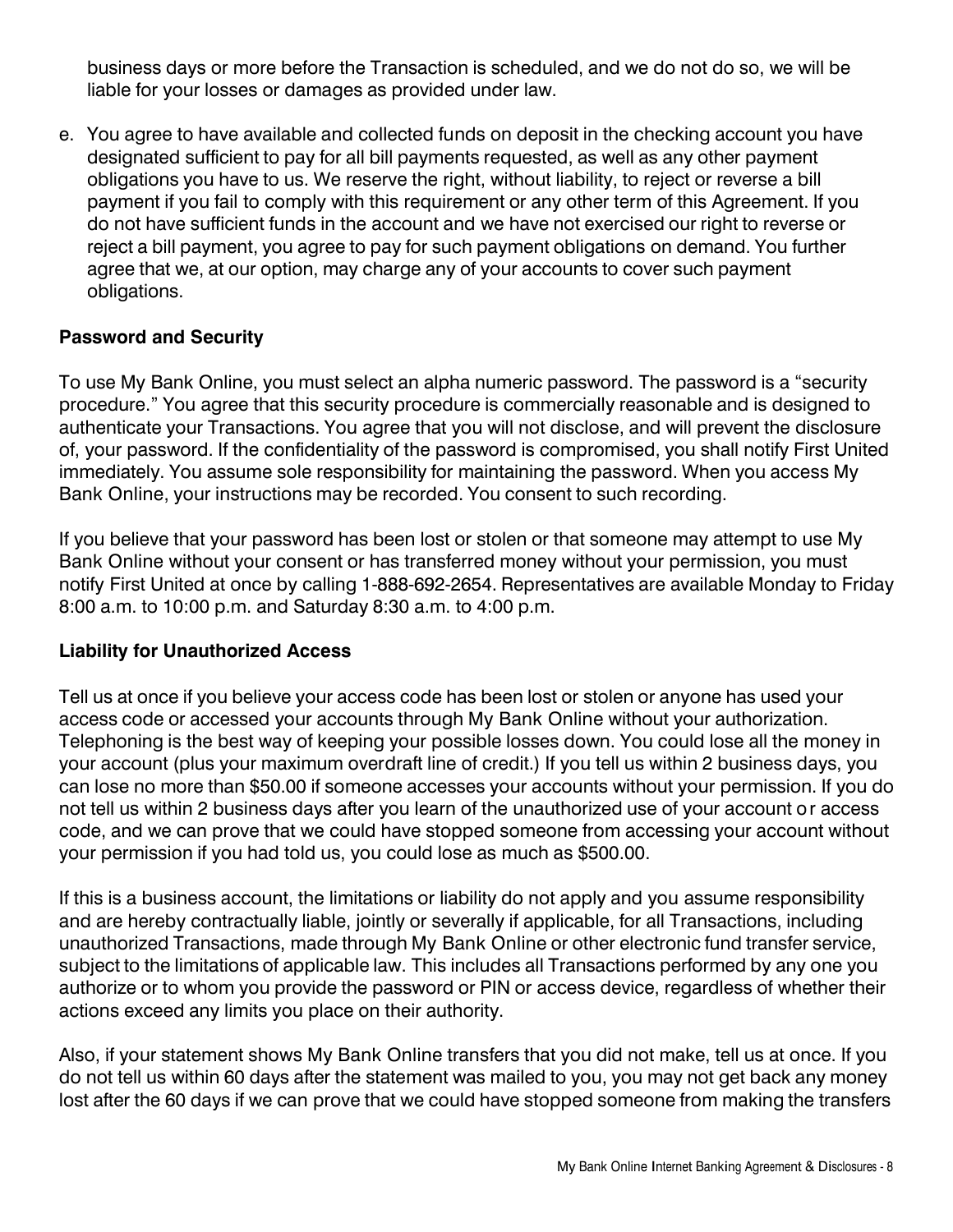business days or more before the Transaction is scheduled, and we do not do so, we will be liable for your losses or damages as provided under law.

e. You agree to have available and collected funds on deposit in the checking account you have designated sufficient to pay for all bill payments requested, as well as any other payment obligations you have to us. We reserve the right, without liability, to reject or reverse a bill payment if you fail to comply with this requirement or any other term of this Agreement. If you do not have sufficient funds in the account and we have not exercised our right to reverse or reject a bill payment, you agree to pay for such payment obligations on demand. You further agree that we, at our option, may charge any of your accounts to cover such payment obligations.

**Password and Security**

To use My Bank Online, you must select an alpha numeric password. The password is a "security procedure." You agree that this security procedure is commercially reasonable and is designed to authenticate your Transactions. You agree that you will not disclose, and will prevent the disclosure of, your password. If the confidentiality of the password is compromised, you shall notify First United immediately. You assume sole responsibility for maintaining the password. When you access My Bank Online, your instructions may be recorded. You consent to such recording.

If you believe that your password has been lost or stolen or that someone may attempt to use My Bank Online without your consent or has transferred money without your permission, you must notify First United at once by calling 1-888-692-2654. Representatives are available Monday to Friday 8:00 a.m. to 10:00 p.m. and Saturday 8:30 a.m. to 4:00 p.m.

**Liability for Unauthorized Access**

Tell us at once if you believe your access code has been lost or stolen or anyone has used your access code or accessed your accounts through My Bank Online without your authorization. Telephoning is the best way of keeping your possible losses down. You could lose all the money in your account (plus your maximum overdraft line of credit.) If you tell us within 2 business days, you can lose no more than $50.00 if someone accesses your accounts without your permission. If you do not tell us within 2 business days after you learn of the unauthorized use of your account or access code, and we can prove that we could have stopped someone from accessing your account without your permission if you had told us, you could lose as much as $500.00.

If this is a business account, the limitations or liability do not apply and you assume responsibility and are hereby contractually liable, jointly or severally if applicable, for all Transactions, including unauthorized Transactions, made through My Bank Online or other electronic fund transfer service, subject to the limitations of applicable law. This includes all Transactions performed by any one you authorize or to whom you provide the password or PIN or access device, regardless of whether their actions exceed any limits you place on their authority.

Also, if your statement shows My Bank Online transfers that you did not make, tell us at once. If you do not tell us within 60 days after the statement was mailed to you, you may not get back any money lost after the 60 days if we can prove that we could have stopped someone from making the transfers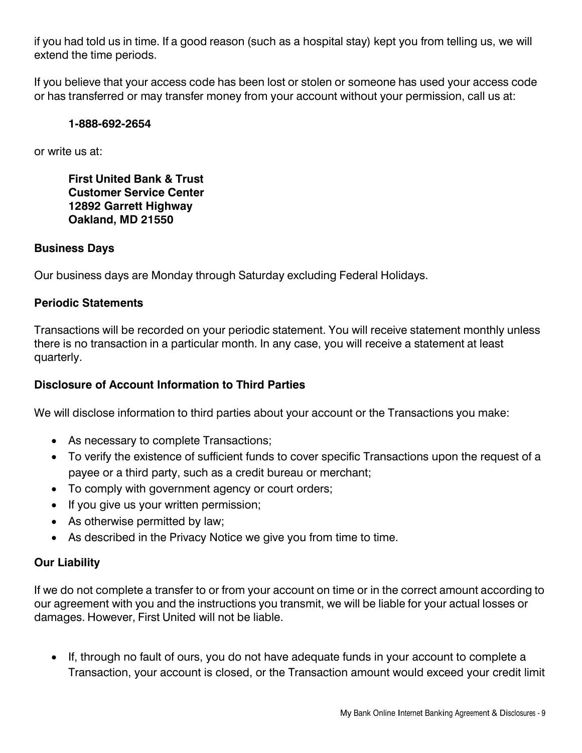if you had told us in time. If a good reason (such as a hospital stay) kept you from telling us, we will extend the time periods.

If you believe that your access code has been lost or stolen or someone has used your access code or has transferred or may transfer money from your account without your permission, call us at:

> **1-888-692-2654**

or write us at:

> **First United Bank & Trust**
> **Customer Service Center**
> **12892 Garrett Highway**
> **Oakland, MD 21550**

### Business Days

Our business days are Monday through Saturday excluding Federal Holidays.

### Periodic Statements

Transactions will be recorded on your periodic statement. You will receive statement monthly unless there is no transaction in a particular month. In any case, you will receive a statement at least quarterly.

### Disclosure of Account Information to Third Parties

We will disclose information to third parties about your account or the Transactions you make:

- As necessary to complete Transactions;
- To verify the existence of sufficient funds to cover specific Transactions upon the request of a payee or a third party, such as a credit bureau or merchant;
- To comply with government agency or court orders;
- If you give us your written permission;
- As otherwise permitted by law;
- As described in the Privacy Notice we give you from time to time.

### Our Liability

If we do not complete a transfer to or from your account on time or in the correct amount according to our agreement with you and the instructions you transmit, we will be liable for your actual losses or damages. However, First United will not be liable.

- If, through no fault of ours, you do not have adequate funds in your account to complete a Transaction, your account is closed, or the Transaction amount would exceed your credit limit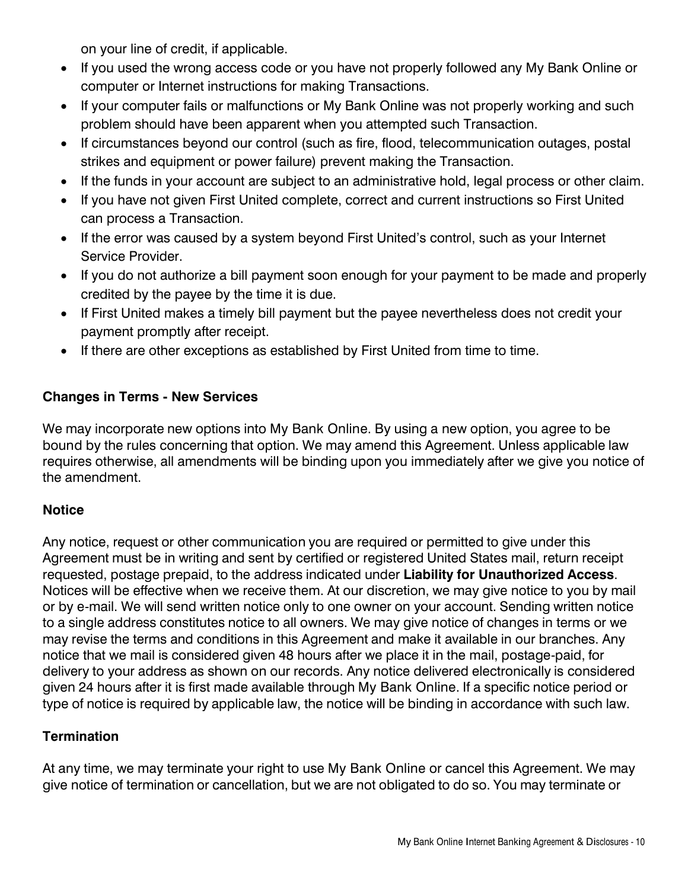on your line of credit, if applicable.

- If you used the wrong access code or you have not properly followed any My Bank Online or computer or Internet instructions for making Transactions.
- If your computer fails or malfunctions or My Bank Online was not properly working and such problem should have been apparent when you attempted such Transaction.
- If circumstances beyond our control (such as fire, flood, telecommunication outages, postal strikes and equipment or power failure) prevent making the Transaction.
- If the funds in your account are subject to an administrative hold, legal process or other claim.
- If you have not given First United complete, correct and current instructions so First United can process a Transaction.
- If the error was caused by a system beyond First United's control, such as your Internet Service Provider.
- If you do not authorize a bill payment soon enough for your payment to be made and properly credited by the payee by the time it is due.
- If First United makes a timely bill payment but the payee nevertheless does not credit your payment promptly after receipt.
- If there are other exceptions as established by First United from time to time.

**Changes in Terms - New Services**

We may incorporate new options into My Bank Online. By using a new option, you agree to be bound by the rules concerning that option. We may amend this Agreement. Unless applicable law requires otherwise, all amendments will be binding upon you immediately after we give you notice of the amendment.

**Notice**

Any notice, request or other communication you are required or permitted to give under this Agreement must be in writing and sent by certified or registered United States mail, return receipt requested, postage prepaid, to the address indicated under **Liability for Unauthorized Access**. Notices will be effective when we receive them. At our discretion, we may give notice to you by mail or by e-mail. We will send written notice only to one owner on your account. Sending written notice to a single address constitutes notice to all owners. We may give notice of changes in terms or we may revise the terms and conditions in this Agreement and make it available in our branches. Any notice that we mail is considered given 48 hours after we place it in the mail, postage-paid, for delivery to your address as shown on our records. Any notice delivered electronically is considered given 24 hours after it is first made available through My Bank Online. If a specific notice period or type of notice is required by applicable law, the notice will be binding in accordance with such law.

**Termination**

At any time, we may terminate your right to use My Bank Online or cancel this Agreement. We may give notice of termination or cancellation, but we are not obligated to do so. You may terminate or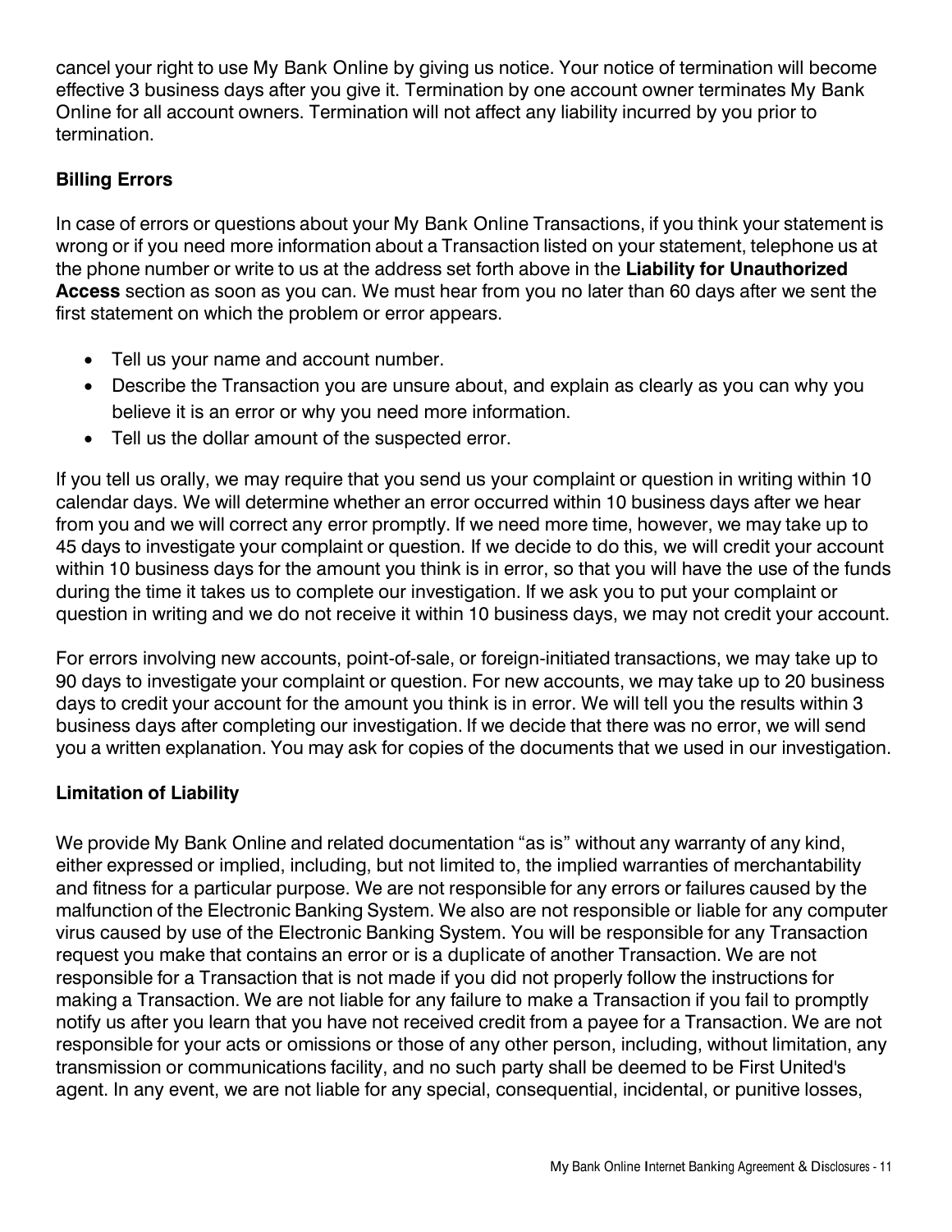cancel your right to use My Bank Online by giving us notice. Your notice of termination will become effective 3 business days after you give it. Termination by one account owner terminates My Bank Online for all account owners. Termination will not affect any liability incurred by you prior to termination.

**Billing Errors**

In case of errors or questions about your My Bank Online Transactions, if you think your statement is wrong or if you need more information about a Transaction listed on your statement, telephone us at the phone number or write to us at the address set forth above in the **Liability for Unauthorized Access** section as soon as you can. We must hear from you no later than 60 days after we sent the first statement on which the problem or error appears.

- Tell us your name and account number.
- Describe the Transaction you are unsure about, and explain as clearly as you can why you believe it is an error or why you need more information.
- Tell us the dollar amount of the suspected error.

If you tell us orally, we may require that you send us your complaint or question in writing within 10 calendar days. We will determine whether an error occurred within 10 business days after we hear from you and we will correct any error promptly. If we need more time, however, we may take up to 45 days to investigate your complaint or question. If we decide to do this, we will credit your account within 10 business days for the amount you think is in error, so that you will have the use of the funds during the time it takes us to complete our investigation. If we ask you to put your complaint or question in writing and we do not receive it within 10 business days, we may not credit your account.

For errors involving new accounts, point-of-sale, or foreign-initiated transactions, we may take up to 90 days to investigate your complaint or question. For new accounts, we may take up to 20 business days to credit your account for the amount you think is in error. We will tell you the results within 3 business days after completing our investigation. If we decide that there was no error, we will send you a written explanation. You may ask for copies of the documents that we used in our investigation.

**Limitation of Liability**

We provide My Bank Online and related documentation "as is" without any warranty of any kind, either expressed or implied, including, but not limited to, the implied warranties of merchantability and fitness for a particular purpose. We are not responsible for any errors or failures caused by the malfunction of the Electronic Banking System. We also are not responsible or liable for any computer virus caused by use of the Electronic Banking System. You will be responsible for any Transaction request you make that contains an error or is a duplicate of another Transaction. We are not responsible for a Transaction that is not made if you did not properly follow the instructions for making a Transaction. We are not liable for any failure to make a Transaction if you fail to promptly notify us after you learn that you have not received credit from a payee for a Transaction. We are not responsible for your acts or omissions or those of any other person, including, without limitation, any transmission or communications facility, and no such party shall be deemed to be First United's agent. In any event, we are not liable for any special, consequential, incidental, or punitive losses,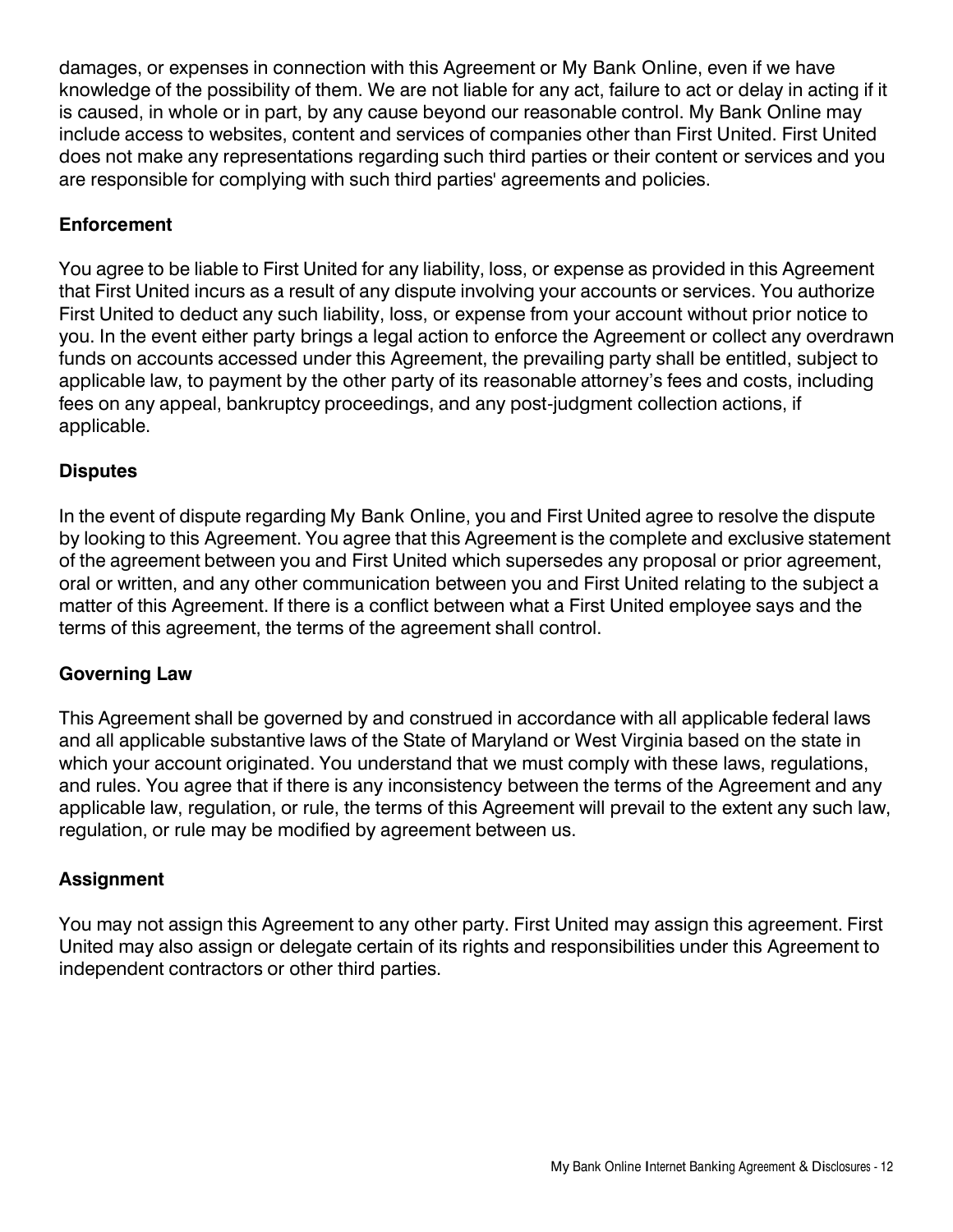damages, or expenses in connection with this Agreement or My Bank Online, even if we have knowledge of the possibility of them. We are not liable for any act, failure to act or delay in acting if it is caused, in whole or in part, by any cause beyond our reasonable control. My Bank Online may include access to websites, content and services of companies other than First United. First United does not make any representations regarding such third parties or their content or services and you are responsible for complying with such third parties' agreements and policies.

**Enforcement**

You agree to be liable to First United for any liability, loss, or expense as provided in this Agreement that First United incurs as a result of any dispute involving your accounts or services. You authorize First United to deduct any such liability, loss, or expense from your account without prior notice to you. In the event either party brings a legal action to enforce the Agreement or collect any overdrawn funds on accounts accessed under this Agreement, the prevailing party shall be entitled, subject to applicable law, to payment by the other party of its reasonable attorney's fees and costs, including fees on any appeal, bankruptcy proceedings, and any post-judgment collection actions, if applicable.

**Disputes**

In the event of dispute regarding My Bank Online, you and First United agree to resolve the dispute by looking to this Agreement. You agree that this Agreement is the complete and exclusive statement of the agreement between you and First United which supersedes any proposal or prior agreement, oral or written, and any other communication between you and First United relating to the subject a matter of this Agreement. If there is a conflict between what a First United employee says and the terms of this agreement, the terms of the agreement shall control.

**Governing Law**

This Agreement shall be governed by and construed in accordance with all applicable federal laws and all applicable substantive laws of the State of Maryland or West Virginia based on the state in which your account originated. You understand that we must comply with these laws, regulations, and rules. You agree that if there is any inconsistency between the terms of the Agreement and any applicable law, regulation, or rule, the terms of this Agreement will prevail to the extent any such law, regulation, or rule may be modified by agreement between us.

**Assignment**

You may not assign this Agreement to any other party. First United may assign this agreement. First United may also assign or delegate certain of its rights and responsibilities under this Agreement to independent contractors or other third parties.